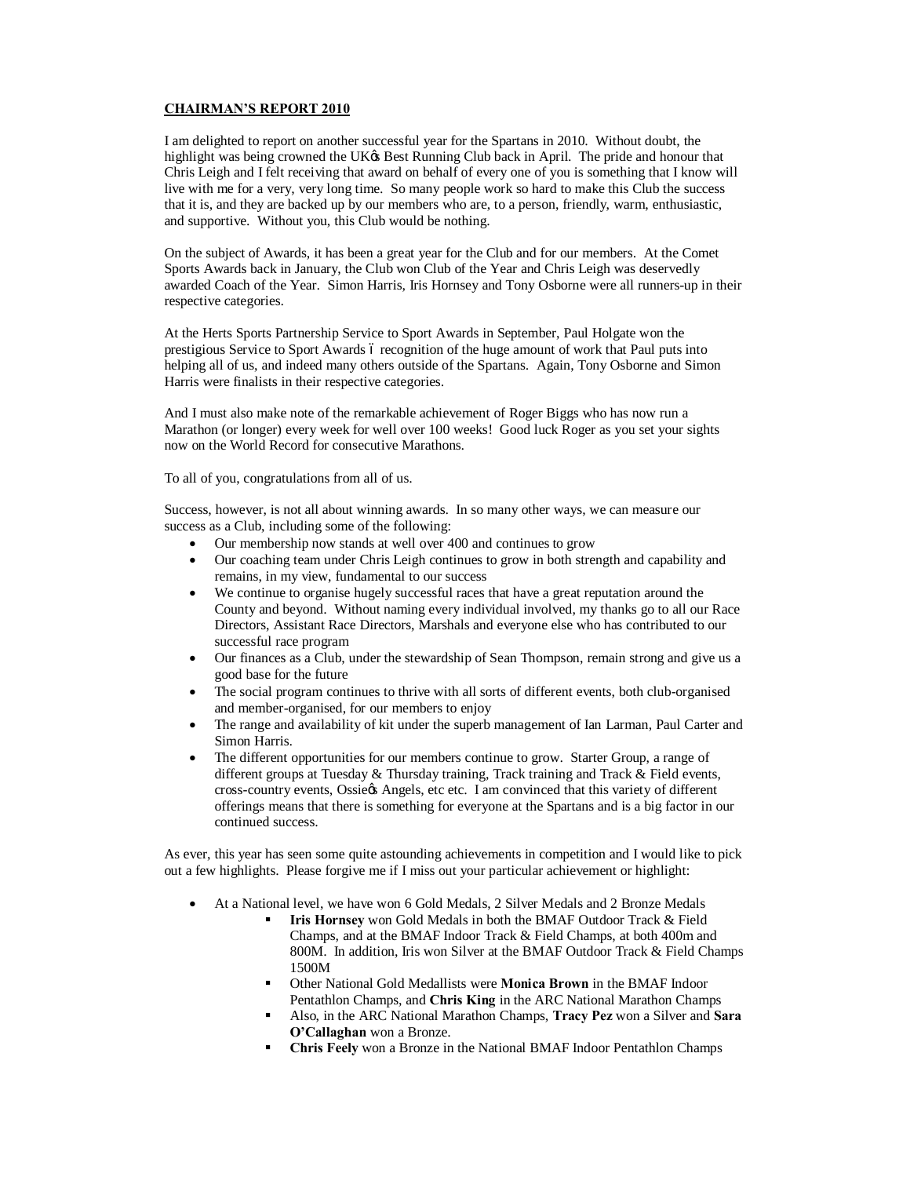**CHAIRMAN'S REPORT 2010**

I am delighted to report on another successful year for the Spartans in 2010. Without doubt, the highlight was being crowned the UK's Best Running Club back in April. The pride and honour that Chris Leigh and I felt receiving that award on behalf of every one of you is something that I know will live with me for a very, very long time. So many people work so hard to make this Club the success that it is, and they are backed up by our members who are, to a person, friendly, warm, enthusiastic, and supportive. Without you, this Club would be nothing.

On the subject of Awards, it has been a great year for the Club and for our members. At the Comet Sports Awards back in January, the Club won Club of the Year and Chris Leigh was deservedly awarded Coach of the Year. Simon Harris, Iris Hornsey and Tony Osborne were all runners-up in their respective categories.

At the Herts Sports Partnership Service to Sport Awards in September, Paul Holgate won the prestigious Service to Sport Awards – recognition of the huge amount of work that Paul puts into helping all of us, and indeed many others outside of the Spartans. Again, Tony Osborne and Simon Harris were finalists in their respective categories.

And I must also make note of the remarkable achievement of Roger Biggs who has now run a Marathon (or longer) every week for well over 100 weeks! Good luck Roger as you set your sights now on the World Record for consecutive Marathons.

To all of you, congratulations from all of us.

Success, however, is not all about winning awards. In so many other ways, we can measure our success as a Club, including some of the following:

- Our membership now stands at well over 400 and continues to grow
- Our coaching team under Chris Leigh continues to grow in both strength and capability and remains, in my view, fundamental to our success
- We continue to organise hugely successful races that have a great reputation around the County and beyond. Without naming every individual involved, my thanks go to all our Race Directors, Assistant Race Directors, Marshals and everyone else who has contributed to our successful race program
- Our finances as a Club, under the stewardship of Sean Thompson, remain strong and give us a good base for the future
- The social program continues to thrive with all sorts of different events, both club-organised and member-organised, for our members to enjoy
- The range and availability of kit under the superb management of Ian Larman, Paul Carter and Simon Harris.
- The different opportunities for our members continue to grow. Starter Group, a range of different groups at Tuesday & Thursday training, Track training and Track & Field events, cross-country events, Ossie's Angels, etc etc. I am convinced that this variety of different offerings means that there is something for everyone at the Spartans and is a big factor in our continued success.

As ever, this year has seen some quite astounding achievements in competition and I would like to pick out a few highlights. Please forgive me if I miss out your particular achievement or highlight:

- At a National level, we have won 6 Gold Medals, 2 Silver Medals and 2 Bronze Medals
  - **Iris Hornsey** won Gold Medals in both the BMAF Outdoor Track & Field Champs, and at the BMAF Indoor Track & Field Champs, at both 400m and 800M. In addition, Iris won Silver at the BMAF Outdoor Track & Field Champs 1500M
  - Other National Gold Medallists were **Monica Brown** in the BMAF Indoor Pentathlon Champs, and **Chris King** in the ARC National Marathon Champs
  - Also, in the ARC National Marathon Champs, **Tracy Pez** won a Silver and **Sara O'Callaghan** won a Bronze.
  - **Chris Feely** won a Bronze in the National BMAF Indoor Pentathlon Champs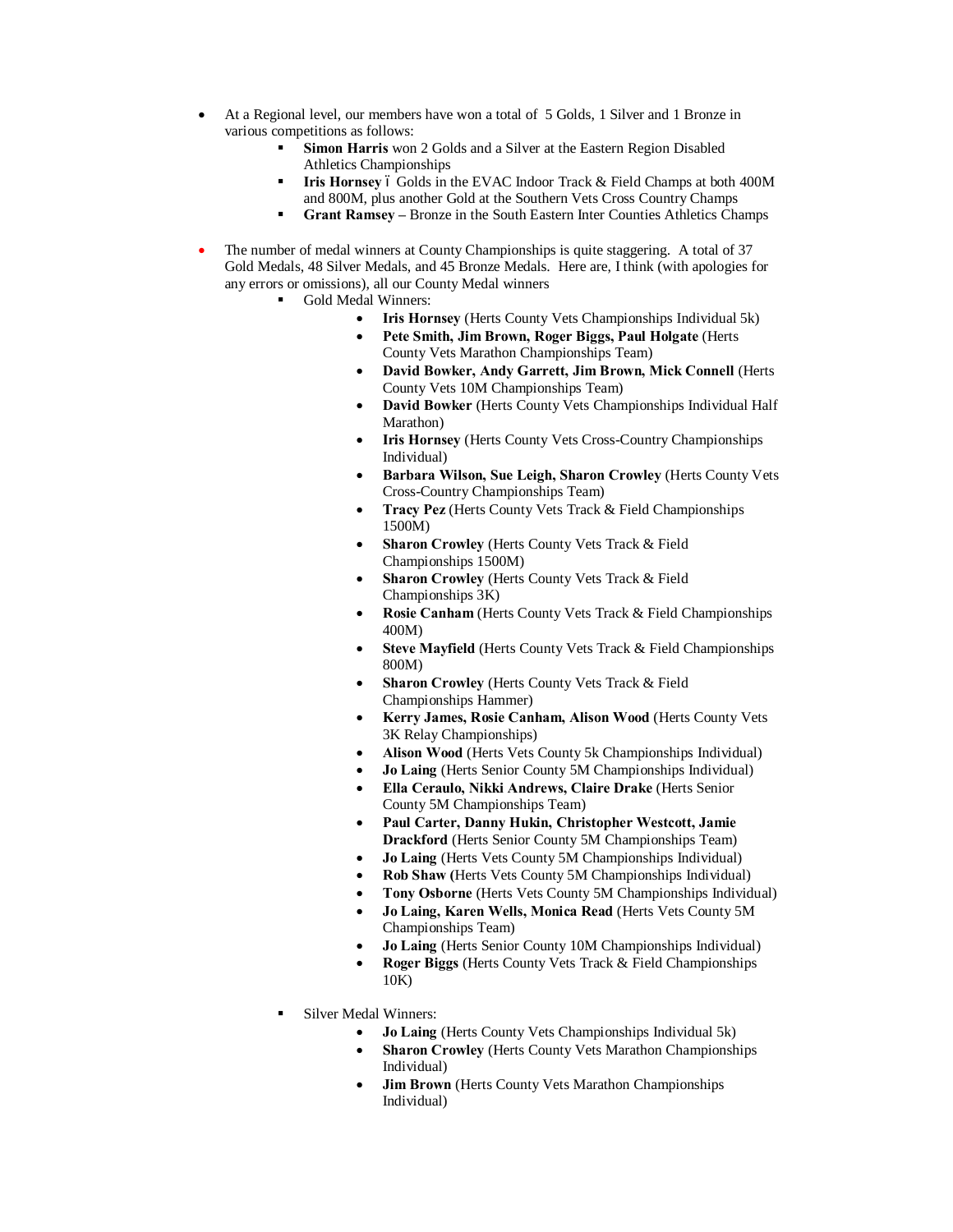- At a Regional level, our members have won a total of 5 Golds, 1 Silver and 1 Bronze in various competitions as follows:
  - **Simon Harris** won 2 Golds and a Silver at the Eastern Region Disabled Athletics Championships
  - **Iris Hornsey** ó Golds in the EVAC Indoor Track & Field Champs at both 400M and 800M, plus another Gold at the Southern Vets Cross Country Champs
  - **Grant Ramsey –** Bronze in the South Eastern Inter Counties Athletics Champs

- The number of medal winners at County Championships is quite staggering. A total of 37 Gold Medals, 48 Silver Medals, and 45 Bronze Medals. Here are, I think (with apologies for any errors or omissions), all our County Medal winners
  - Gold Medal Winners:
    - **Iris Hornsey** (Herts County Vets Championships Individual 5k)
    - **Pete Smith, Jim Brown, Roger Biggs, Paul Holgate** (Herts County Vets Marathon Championships Team)
    - **David Bowker, Andy Garrett, Jim Brown, Mick Connell** (Herts County Vets 10M Championships Team)
    - **David Bowker** (Herts County Vets Championships Individual Half Marathon)
    - **Iris Hornsey** (Herts County Vets Cross-Country Championships Individual)
    - **Barbara Wilson, Sue Leigh, Sharon Crowley** (Herts County Vets Cross-Country Championships Team)
    - **Tracy Pez** (Herts County Vets Track & Field Championships 1500M)
    - **Sharon Crowley** (Herts County Vets Track & Field Championships 1500M)
    - **Sharon Crowley** (Herts County Vets Track & Field Championships 3K)
    - **Rosie Canham** (Herts County Vets Track & Field Championships 400M)
    - **Steve Mayfield** (Herts County Vets Track & Field Championships 800M)
    - **Sharon Crowley** (Herts County Vets Track & Field Championships Hammer)
    - **Kerry James, Rosie Canham, Alison Wood** (Herts County Vets 3K Relay Championships)
    - **Alison Wood** (Herts Vets County 5k Championships Individual)
    - **Jo Laing** (Herts Senior County 5M Championships Individual)
    - **Ella Ceraulo, Nikki Andrews, Claire Drake** (Herts Senior County 5M Championships Team)
    - **Paul Carter, Danny Hukin, Christopher Westcott, Jamie Drackford** (Herts Senior County 5M Championships Team)
    - **Jo Laing** (Herts Vets County 5M Championships Individual)
    - **Rob Shaw (**Herts Vets County 5M Championships Individual)
    - **Tony Osborne** (Herts Vets County 5M Championships Individual)
    - **Jo Laing, Karen Wells, Monica Read** (Herts Vets County 5M Championships Team)
    - **Jo Laing** (Herts Senior County 10M Championships Individual)
    - **Roger Biggs** (Herts County Vets Track & Field Championships 10K)

  - Silver Medal Winners:
    - **Jo Laing** (Herts County Vets Championships Individual 5k)
    - **Sharon Crowley** (Herts County Vets Marathon Championships Individual)
    - **Jim Brown** (Herts County Vets Marathon Championships Individual)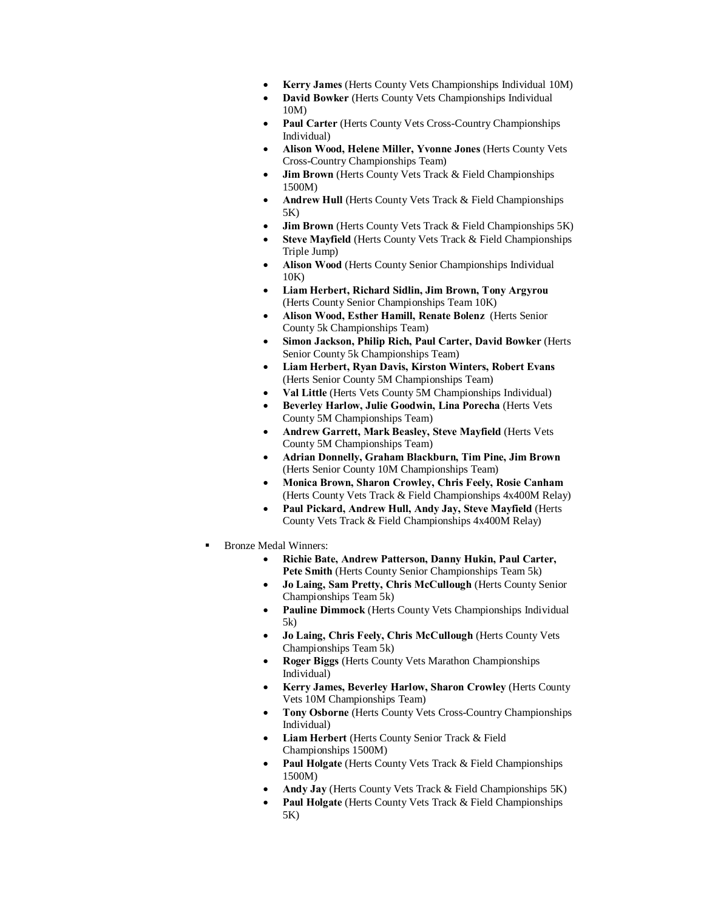- **Kerry James** (Herts County Vets Championships Individual 10M)
    - **David Bowker** (Herts County Vets Championships Individual 10M)
    - **Paul Carter** (Herts County Vets Cross-Country Championships Individual)
    - **Alison Wood, Helene Miller, Yvonne Jones** (Herts County Vets Cross-Country Championships Team)
    - **Jim Brown** (Herts County Vets Track & Field Championships 1500M)
    - **Andrew Hull** (Herts County Vets Track & Field Championships 5K)
    - **Jim Brown** (Herts County Vets Track & Field Championships 5K)
    - **Steve Mayfield** (Herts County Vets Track & Field Championships Triple Jump)
    - **Alison Wood** (Herts County Senior Championships Individual 10K)
    - **Liam Herbert, Richard Sidlin, Jim Brown, Tony Argyrou** (Herts County Senior Championships Team 10K)
    - **Alison Wood, Esther Hamill, Renate Bolenz** (Herts Senior County 5k Championships Team)
    - **Simon Jackson, Philip Rich, Paul Carter, David Bowker** (Herts Senior County 5k Championships Team)
    - **Liam Herbert, Ryan Davis, Kirston Winters, Robert Evans** (Herts Senior County 5M Championships Team)
    - **Val Little** (Herts Vets County 5M Championships Individual)
    - **Beverley Harlow, Julie Goodwin, Lina Porecha** (Herts Vets County 5M Championships Team)
    - **Andrew Garrett, Mark Beasley, Steve Mayfield** (Herts Vets County 5M Championships Team)
    - **Adrian Donnelly, Graham Blackburn, Tim Pine, Jim Brown** (Herts Senior County 10M Championships Team)
    - **Monica Brown, Sharon Crowley, Chris Feely, Rosie Canham** (Herts County Vets Track & Field Championships 4x400M Relay)
    - **Paul Pickard, Andrew Hull, Andy Jay, Steve Mayfield** (Herts County Vets Track & Field Championships 4x400M Relay)

- Bronze Medal Winners:
    - **Richie Bate, Andrew Patterson, Danny Hukin, Paul Carter, Pete Smith** (Herts County Senior Championships Team 5k)
    - **Jo Laing, Sam Pretty, Chris McCullough** (Herts County Senior Championships Team 5k)
    - **Pauline Dimmock** (Herts County Vets Championships Individual 5k)
    - **Jo Laing, Chris Feely, Chris McCullough** (Herts County Vets Championships Team 5k)
    - **Roger Biggs** (Herts County Vets Marathon Championships Individual)
    - **Kerry James, Beverley Harlow, Sharon Crowley** (Herts County Vets 10M Championships Team)
    - **Tony Osborne** (Herts County Vets Cross-Country Championships Individual)
    - **Liam Herbert** (Herts County Senior Track & Field Championships 1500M)
    - **Paul Holgate** (Herts County Vets Track & Field Championships 1500M)
    - **Andy Jay** (Herts County Vets Track & Field Championships 5K)
    - **Paul Holgate** (Herts County Vets Track & Field Championships 5K)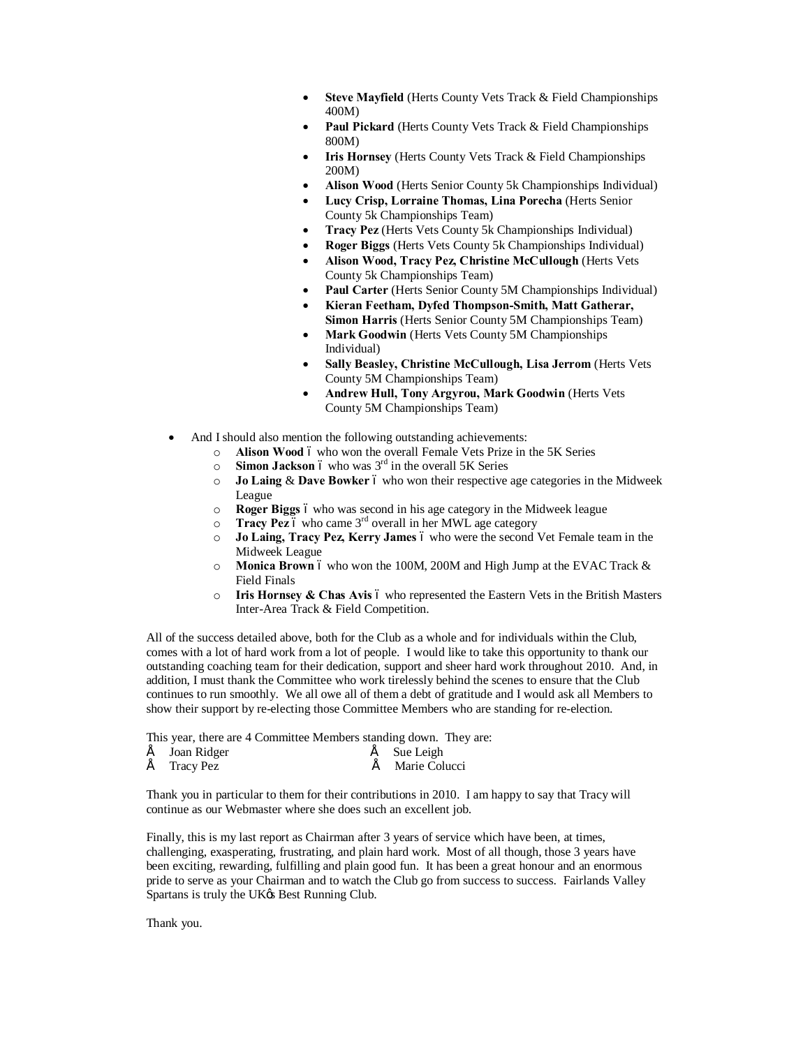- **Steve Mayfield** (Herts County Vets Track & Field Championships 400M)
- **Paul Pickard** (Herts County Vets Track & Field Championships 800M)
- **Iris Hornsey** (Herts County Vets Track & Field Championships 200M)
- **Alison Wood** (Herts Senior County 5k Championships Individual)
- **Lucy Crisp, Lorraine Thomas, Lina Porecha** (Herts Senior County 5k Championships Team)
- **Tracy Pez** (Herts Vets County 5k Championships Individual)
- **Roger Biggs** (Herts Vets County 5k Championships Individual)
- **Alison Wood, Tracy Pez, Christine McCullough** (Herts Vets County 5k Championships Team)
- **Paul Carter** (Herts Senior County 5M Championships Individual)
- **Kieran Feetham, Dyfed Thompson-Smith, Matt Gatherar, Simon Harris** (Herts Senior County 5M Championships Team)
- **Mark Goodwin** (Herts Vets County 5M Championships Individual)
- **Sally Beasley, Christine McCullough, Lisa Jerrom** (Herts Vets County 5M Championships Team)
- **Andrew Hull, Tony Argyrou, Mark Goodwin** (Herts Vets County 5M Championships Team)

- And I should also mention the following outstanding achievements:
  - **Alison Wood** – who won the overall Female Vets Prize in the 5K Series
  - **Simon Jackson** – who was 3rd in the overall 5K Series
  - **Jo Laing** & **Dave Bowker** – who won their respective age categories in the Midweek League
  - **Roger Biggs** – who was second in his age category in the Midweek league
  - **Tracy Pez** – who came 3rd overall in her MWL age category
  - **Jo Laing, Tracy Pez, Kerry James** – who were the second Vet Female team in the Midweek League
  - **Monica Brown** – who won the 100M, 200M and High Jump at the EVAC Track & Field Finals
  - **Iris Hornsey & Chas Avis** – who represented the Eastern Vets in the British Masters Inter-Area Track & Field Competition.

All of the success detailed above, both for the Club as a whole and for individuals within the Club, comes with a lot of hard work from a lot of people. I would like to take this opportunity to thank our outstanding coaching team for their dedication, support and sheer hard work throughout 2010. And, in addition, I must thank the Committee who work tirelessly behind the scenes to ensure that the Club continues to run smoothly. We all owe all of them a debt of gratitude and I would ask all Members to show their support by re-electing those Committee Members who are standing for re-election.

This year, there are 4 Committee Members standing down. They are:

- Joan Ridger
- Sue Leigh
- Tracy Pez
- Marie Colucci

Thank you in particular to them for their contributions in 2010. I am happy to say that Tracy will continue as our Webmaster where she does such an excellent job.

Finally, this is my last report as Chairman after 3 years of service which have been, at times, challenging, exasperating, frustrating, and plain hard work. Most of all though, those 3 years have been exciting, rewarding, fulfilling and plain good fun. It has been a great honour and an enormous pride to serve as your Chairman and to watch the Club go from success to success. Fairlands Valley Spartans is truly the UK's Best Running Club.

Thank you.